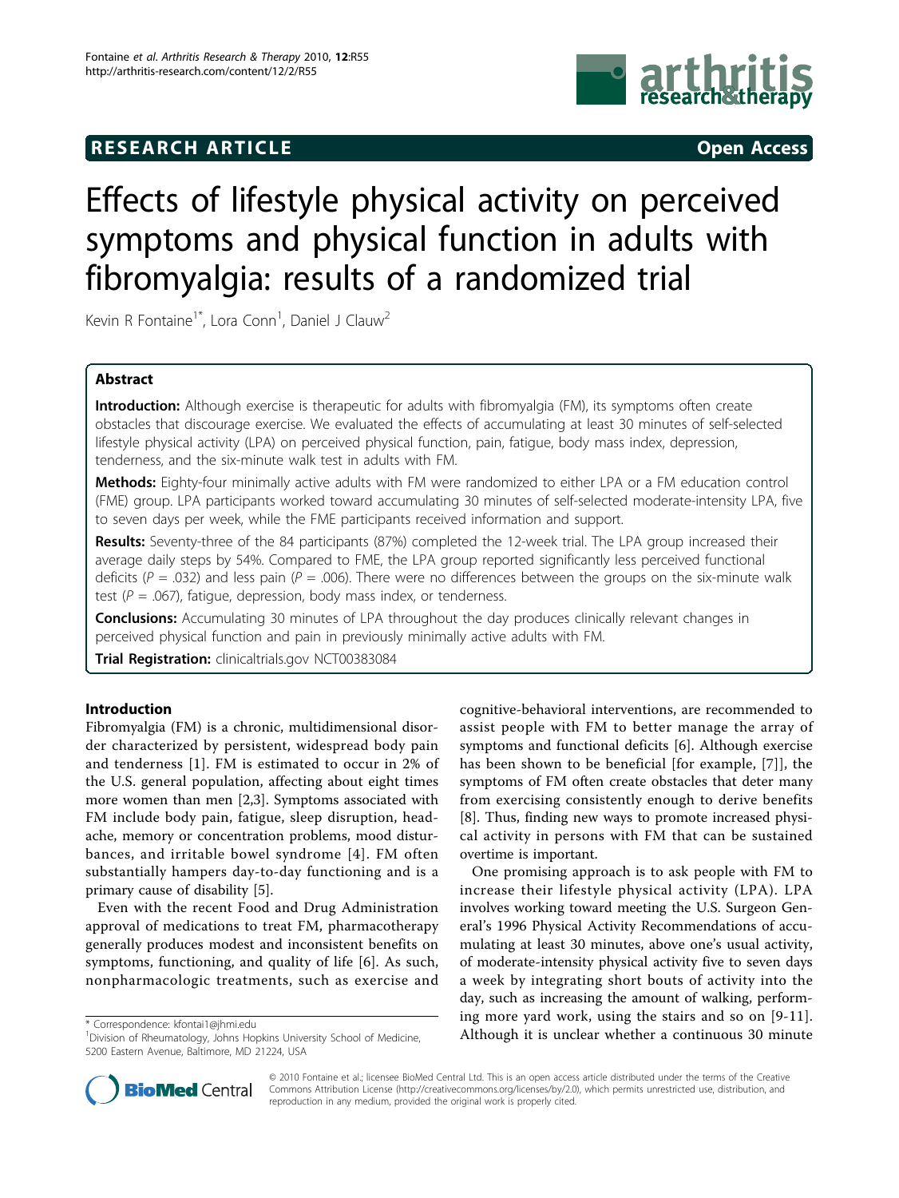RESEARCH ARTICLE

Open Access

# Effects of lifestyle physical activity on perceived symptoms and physical function in adults with fibromyalgia: results of a randomized trial

Kevin R Fontaine[1*], Lora Conn[1], Daniel J Clauw[2]

## Abstract

**Introduction:** Although exercise is therapeutic for adults with fibromyalgia (FM), its symptoms often create obstacles that discourage exercise. We evaluated the effects of accumulating at least 30 minutes of self-selected lifestyle physical activity (LPA) on perceived physical function, pain, fatigue, body mass index, depression, tenderness, and the six-minute walk test in adults with FM.

**Methods:** Eighty-four minimally active adults with FM were randomized to either LPA or a FM education control (FME) group. LPA participants worked toward accumulating 30 minutes of self-selected moderate-intensity LPA, five to seven days per week, while the FME participants received information and support.

**Results:** Seventy-three of the 84 participants (87%) completed the 12-week trial. The LPA group increased their average daily steps by 54%. Compared to FME, the LPA group reported significantly less perceived functional deficits (*P* = .032) and less pain (*P* = .006). There were no differences between the groups on the six-minute walk test (*P* = .067), fatigue, depression, body mass index, or tenderness.

**Conclusions:** Accumulating 30 minutes of LPA throughout the day produces clinically relevant changes in perceived physical function and pain in previously minimally active adults with FM.

**Trial Registration:** clinicaltrials.gov NCT00383084

## Introduction

Fibromyalgia (FM) is a chronic, multidimensional disorder characterized by persistent, widespread body pain and tenderness [1]. FM is estimated to occur in 2% of the U.S. general population, affecting about eight times more women than men [2,3]. Symptoms associated with FM include body pain, fatigue, sleep disruption, headache, memory or concentration problems, mood disturbances, and irritable bowel syndrome [4]. FM often substantially hampers day-to-day functioning and is a primary cause of disability [5].

Even with the recent Food and Drug Administration approval of medications to treat FM, pharmacotherapy generally produces modest and inconsistent benefits on symptoms, functioning, and quality of life [6]. As such, nonpharmacologic treatments, such as exercise and cognitive-behavioral interventions, are recommended to assist people with FM to better manage the array of symptoms and functional deficits [6]. Although exercise has been shown to be beneficial [for example, [7]], the symptoms of FM often create obstacles that deter many from exercising consistently enough to derive benefits [8]. Thus, finding new ways to promote increased physical activity in persons with FM that can be sustained overtime is important.

One promising approach is to ask people with FM to increase their lifestyle physical activity (LPA). LPA involves working toward meeting the U.S. Surgeon General's 1996 Physical Activity Recommendations of accumulating at least 30 minutes, above one's usual activity, of moderate-intensity physical activity five to seven days a week by integrating short bouts of activity into the day, such as increasing the amount of walking, performing more yard work, using the stairs and so on [9-11]. Although it is unclear whether a continuous 30 minute

\* Correspondence: kfontai1@jhmi.edu
[1]Division of Rheumatology, Johns Hopkins University School of Medicine, 5200 Eastern Avenue, Baltimore, MD 21224, USA

© 2010 Fontaine et al.; licensee BioMed Central Ltd. This is an open access article distributed under the terms of the Creative Commons Attribution License (http://creativecommons.org/licenses/by/2.0), which permits unrestricted use, distribution, and reproduction in any medium, provided the original work is properly cited.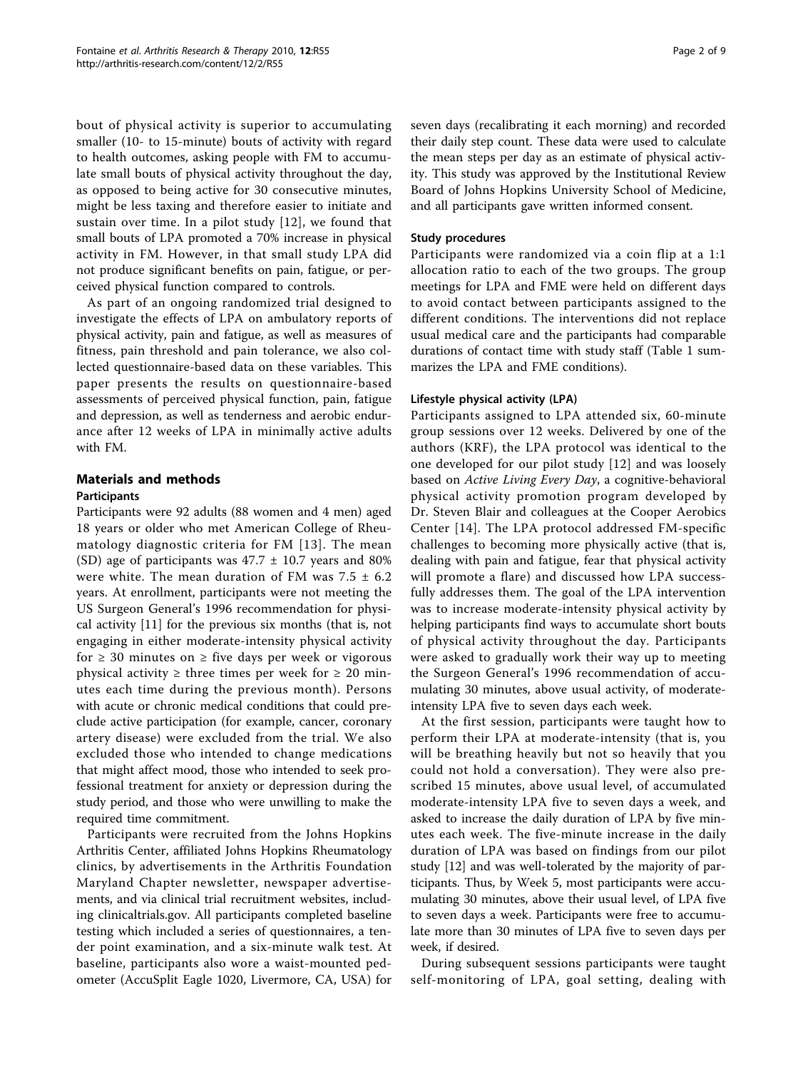bout of physical activity is superior to accumulating smaller (10- to 15-minute) bouts of activity with regard to health outcomes, asking people with FM to accumulate small bouts of physical activity throughout the day, as opposed to being active for 30 consecutive minutes, might be less taxing and therefore easier to initiate and sustain over time. In a pilot study [12], we found that small bouts of LPA promoted a 70% increase in physical activity in FM. However, in that small study LPA did not produce significant benefits on pain, fatigue, or perceived physical function compared to controls.

As part of an ongoing randomized trial designed to investigate the effects of LPA on ambulatory reports of physical activity, pain and fatigue, as well as measures of fitness, pain threshold and pain tolerance, we also collected questionnaire-based data on these variables. This paper presents the results on questionnaire-based assessments of perceived physical function, pain, fatigue and depression, as well as tenderness and aerobic endurance after 12 weeks of LPA in minimally active adults with FM.

## Materials and methods

### Participants

Participants were 92 adults (88 women and 4 men) aged 18 years or older who met American College of Rheumatology diagnostic criteria for FM [13]. The mean (SD) age of participants was 47.7 ± 10.7 years and 80% were white. The mean duration of FM was 7.5 ± 6.2 years. At enrollment, participants were not meeting the US Surgeon General's 1996 recommendation for physical activity [11] for the previous six months (that is, not engaging in either moderate-intensity physical activity for ≥ 30 minutes on ≥ five days per week or vigorous physical activity ≥ three times per week for ≥ 20 minutes each time during the previous month). Persons with acute or chronic medical conditions that could preclude active participation (for example, cancer, coronary artery disease) were excluded from the trial. We also excluded those who intended to change medications that might affect mood, those who intended to seek professional treatment for anxiety or depression during the study period, and those who were unwilling to make the required time commitment.

Participants were recruited from the Johns Hopkins Arthritis Center, affiliated Johns Hopkins Rheumatology clinics, by advertisements in the Arthritis Foundation Maryland Chapter newsletter, newspaper advertisements, and via clinical trial recruitment websites, including clinicaltrials.gov. All participants completed baseline testing which included a series of questionnaires, a tender point examination, and a six-minute walk test. At baseline, participants also wore a waist-mounted pedometer (AccuSplit Eagle 1020, Livermore, CA, USA) for seven days (recalibrating it each morning) and recorded their daily step count. These data were used to calculate the mean steps per day as an estimate of physical activity. This study was approved by the Institutional Review Board of Johns Hopkins University School of Medicine, and all participants gave written informed consent.

### Study procedures

Participants were randomized via a coin flip at a 1:1 allocation ratio to each of the two groups. The group meetings for LPA and FME were held on different days to avoid contact between participants assigned to the different conditions. The interventions did not replace usual medical care and the participants had comparable durations of contact time with study staff (Table 1 summarizes the LPA and FME conditions).

### Lifestyle physical activity (LPA)

Participants assigned to LPA attended six, 60-minute group sessions over 12 weeks. Delivered by one of the authors (KRF), the LPA protocol was identical to the one developed for our pilot study [12] and was loosely based on *Active Living Every Day*, a cognitive-behavioral physical activity promotion program developed by Dr. Steven Blair and colleagues at the Cooper Aerobics Center [14]. The LPA protocol addressed FM-specific challenges to becoming more physically active (that is, dealing with pain and fatigue, fear that physical activity will promote a flare) and discussed how LPA successfully addresses them. The goal of the LPA intervention was to increase moderate-intensity physical activity by helping participants find ways to accumulate short bouts of physical activity throughout the day. Participants were asked to gradually work their way up to meeting the Surgeon General's 1996 recommendation of accumulating 30 minutes, above usual activity, of moderate-intensity LPA five to seven days each week.

At the first session, participants were taught how to perform their LPA at moderate-intensity (that is, you will be breathing heavily but not so heavily that you could not hold a conversation). They were also prescribed 15 minutes, above usual level, of accumulated moderate-intensity LPA five to seven days a week, and asked to increase the daily duration of LPA by five minutes each week. The five-minute increase in the daily duration of LPA was based on findings from our pilot study [12] and was well-tolerated by the majority of participants. Thus, by Week 5, most participants were accumulating 30 minutes, above their usual level, of LPA five to seven days a week. Participants were free to accumulate more than 30 minutes of LPA five to seven days per week, if desired.

During subsequent sessions participants were taught self-monitoring of LPA, goal setting, dealing with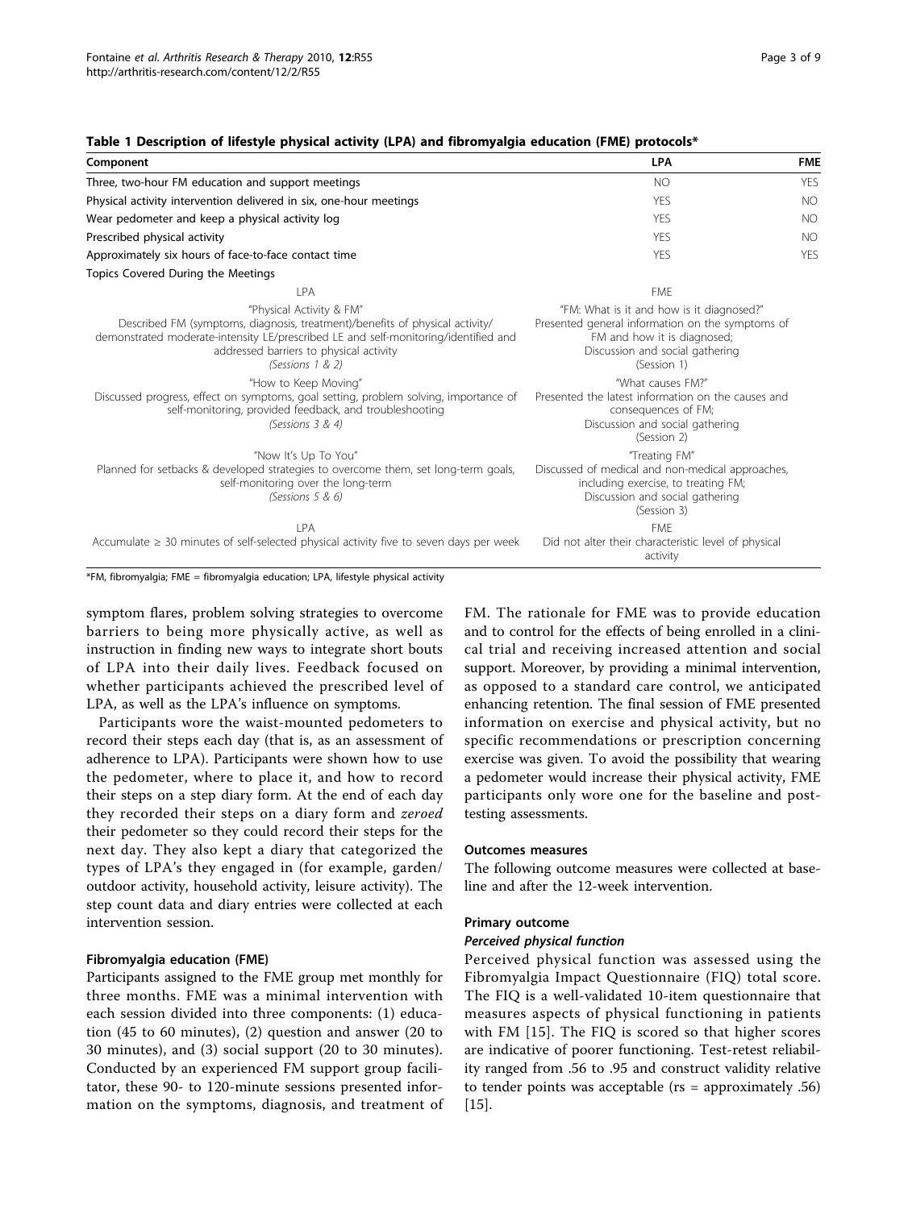**Table 1 Description of lifestyle physical activity (LPA) and fibromyalgia education (FME) protocols***

| Component | LPA | FME |
| --- | --- | --- |
| Three, two-hour FM education and support meetings | NO | YES |
| Physical activity intervention delivered in six, one-hour meetings | YES | NO |
| Wear pedometer and keep a physical activity log | YES | NO |
| Prescribed physical activity | YES | NO |
| Approximately six hours of face-to-face contact time | YES | YES |
| Topics Covered During the Meetings | | |
| LPA | FME | |
| "Physical Activity & FM" Described FM (symptoms, diagnosis, treatment)/benefits of physical activity/ demonstrated moderate-intensity LE/prescribed LE and self-monitoring/identified and addressed barriers to physical activity (Sessions 1 & 2) | "FM: What is it and how is it diagnosed?" Presented general information on the symptoms of FM and how it is diagnosed; Discussion and social gathering (Session 1) | |
| "How to Keep Moving" Discussed progress, effect on symptoms, goal setting, problem solving, importance of self-monitoring, provided feedback, and troubleshooting (Sessions 3 & 4) | "What causes FM?" Presented the latest information on the causes and consequences of FM; Discussion and social gathering (Session 2) | |
| "Now It's Up To You" Planned for setbacks & developed strategies to overcome them, set long-term goals, self-monitoring over the long-term (Sessions 5 & 6) | "Treating FM" Discussed of medical and non-medical approaches, including exercise, to treating FM; Discussion and social gathering (Session 3) | |
| LPA Accumulate ≥ 30 minutes of self-selected physical activity five to seven days per week | FME Did not alter their characteristic level of physical activity | |

*FM, fibromyalgia; FME = fibromyalgia education; LPA, lifestyle physical activity

symptom flares, problem solving strategies to overcome barriers to being more physically active, as well as instruction in finding new ways to integrate short bouts of LPA into their daily lives. Feedback focused on whether participants achieved the prescribed level of LPA, as well as the LPA's influence on symptoms.

Participants wore the waist-mounted pedometers to record their steps each day (that is, as an assessment of adherence to LPA). Participants were shown how to use the pedometer, where to place it, and how to record their steps on a step diary form. At the end of each day they recorded their steps on a diary form and *zeroed* their pedometer so they could record their steps for the next day. They also kept a diary that categorized the types of LPA's they engaged in (for example, garden/ outdoor activity, household activity, leisure activity). The step count data and diary entries were collected at each intervention session.

### Fibromyalgia education (FME)

Participants assigned to the FME group met monthly for three months. FME was a minimal intervention with each session divided into three components: (1) education (45 to 60 minutes), (2) question and answer (20 to 30 minutes), and (3) social support (20 to 30 minutes). Conducted by an experienced FM support group facilitator, these 90- to 120-minute sessions presented information on the symptoms, diagnosis, and treatment of FM. The rationale for FME was to provide education and to control for the effects of being enrolled in a clinical trial and receiving increased attention and social support. Moreover, by providing a minimal intervention, as opposed to a standard care control, we anticipated enhancing retention. The final session of FME presented information on exercise and physical activity, but no specific recommendations or prescription concerning exercise was given. To avoid the possibility that wearing a pedometer would increase their physical activity, FME participants only wore one for the baseline and post-testing assessments.

### Outcomes measures

The following outcome measures were collected at baseline and after the 12-week intervention.

### Primary outcome

#### *Perceived physical function*

Perceived physical function was assessed using the Fibromyalgia Impact Questionnaire (FIQ) total score. The FIQ is a well-validated 10-item questionnaire that measures aspects of physical functioning in patients with FM [15]. The FIQ is scored so that higher scores are indicative of poorer functioning. Test-retest reliability ranged from .56 to .95 and construct validity relative to tender points was acceptable (rs = approximately .56) [15].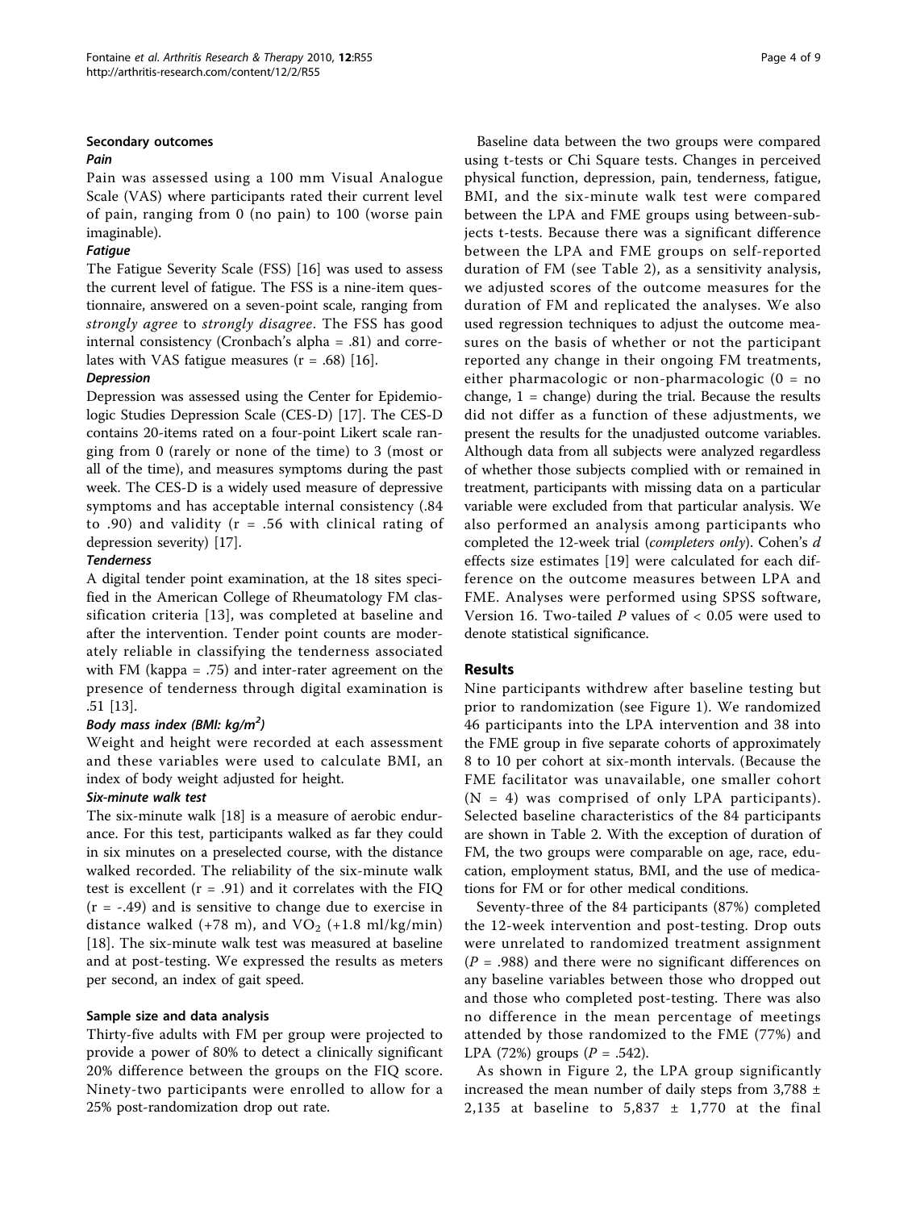### Secondary outcomes

#### Pain

Pain was assessed using a 100 mm Visual Analogue Scale (VAS) where participants rated their current level of pain, ranging from 0 (no pain) to 100 (worse pain imaginable).

#### Fatigue

The Fatigue Severity Scale (FSS) [16] was used to assess the current level of fatigue. The FSS is a nine-item questionnaire, answered on a seven-point scale, ranging from *strongly agree* to *strongly disagree*. The FSS has good internal consistency (Cronbach's alpha = .81) and correlates with VAS fatigue measures (r = .68) [16].

#### Depression

Depression was assessed using the Center for Epidemiologic Studies Depression Scale (CES-D) [17]. The CES-D contains 20-items rated on a four-point Likert scale ranging from 0 (rarely or none of the time) to 3 (most or all of the time), and measures symptoms during the past week. The CES-D is a widely used measure of depressive symptoms and has acceptable internal consistency (.84 to .90) and validity (r = .56 with clinical rating of depression severity) [17].

#### Tenderness

A digital tender point examination, at the 18 sites specified in the American College of Rheumatology FM classification criteria [13], was completed at baseline and after the intervention. Tender point counts are moderately reliable in classifying the tenderness associated with FM (kappa = .75) and inter-rater agreement on the presence of tenderness through digital examination is .51 [13].

#### Body mass index (BMI: kg/m$^2$)

Weight and height were recorded at each assessment and these variables were used to calculate BMI, an index of body weight adjusted for height.

#### Six-minute walk test

The six-minute walk [18] is a measure of aerobic endurance. For this test, participants walked as far they could in six minutes on a preselected course, with the distance walked recorded. The reliability of the six-minute walk test is excellent (r = .91) and it correlates with the FIQ (r = -.49) and is sensitive to change due to exercise in distance walked (+78 m), and $VO_2$ (+1.8 ml/kg/min) [18]. The six-minute walk test was measured at baseline and at post-testing. We expressed the results as meters per second, an index of gait speed.

### Sample size and data analysis

Thirty-five adults with FM per group were projected to provide a power of 80% to detect a clinically significant 20% difference between the groups on the FIQ score. Ninety-two participants were enrolled to allow for a 25% post-randomization drop out rate.

Baseline data between the two groups were compared using t-tests or Chi Square tests. Changes in perceived physical function, depression, pain, tenderness, fatigue, BMI, and the six-minute walk test were compared between the LPA and FME groups using between-subjects t-tests. Because there was a significant difference between the LPA and FME groups on self-reported duration of FM (see Table 2), as a sensitivity analysis, we adjusted scores of the outcome measures for the duration of FM and replicated the analyses. We also used regression techniques to adjust the outcome measures on the basis of whether or not the participant reported any change in their ongoing FM treatments, either pharmacologic or non-pharmacologic (0 = no change, 1 = change) during the trial. Because the results did not differ as a function of these adjustments, we present the results for the unadjusted outcome variables. Although data from all subjects were analyzed regardless of whether those subjects complied with or remained in treatment, participants with missing data on a particular variable were excluded from that particular analysis. We also performed an analysis among participants who completed the 12-week trial (*completers only*). Cohen's *d* effects size estimates [19] were calculated for each difference on the outcome measures between LPA and FME. Analyses were performed using SPSS software, Version 16. Two-tailed *P* values of < 0.05 were used to denote statistical significance.

## Results

Nine participants withdrew after baseline testing but prior to randomization (see Figure 1). We randomized 46 participants into the LPA intervention and 38 into the FME group in five separate cohorts of approximately 8 to 10 per cohort at six-month intervals. (Because the FME facilitator was unavailable, one smaller cohort (N = 4) was comprised of only LPA participants). Selected baseline characteristics of the 84 participants are shown in Table 2. With the exception of duration of FM, the two groups were comparable on age, race, education, employment status, BMI, and the use of medications for FM or for other medical conditions.

Seventy-three of the 84 participants (87%) completed the 12-week intervention and post-testing. Drop outs were unrelated to randomized treatment assignment (*P* = .988) and there were no significant differences on any baseline variables between those who dropped out and those who completed post-testing. There was also no difference in the mean percentage of meetings attended by those randomized to the FME (77%) and LPA (72%) groups (*P* = .542).

As shown in Figure 2, the LPA group significantly increased the mean number of daily steps from 3,788 ± 2,135 at baseline to 5,837 ± 1,770 at the final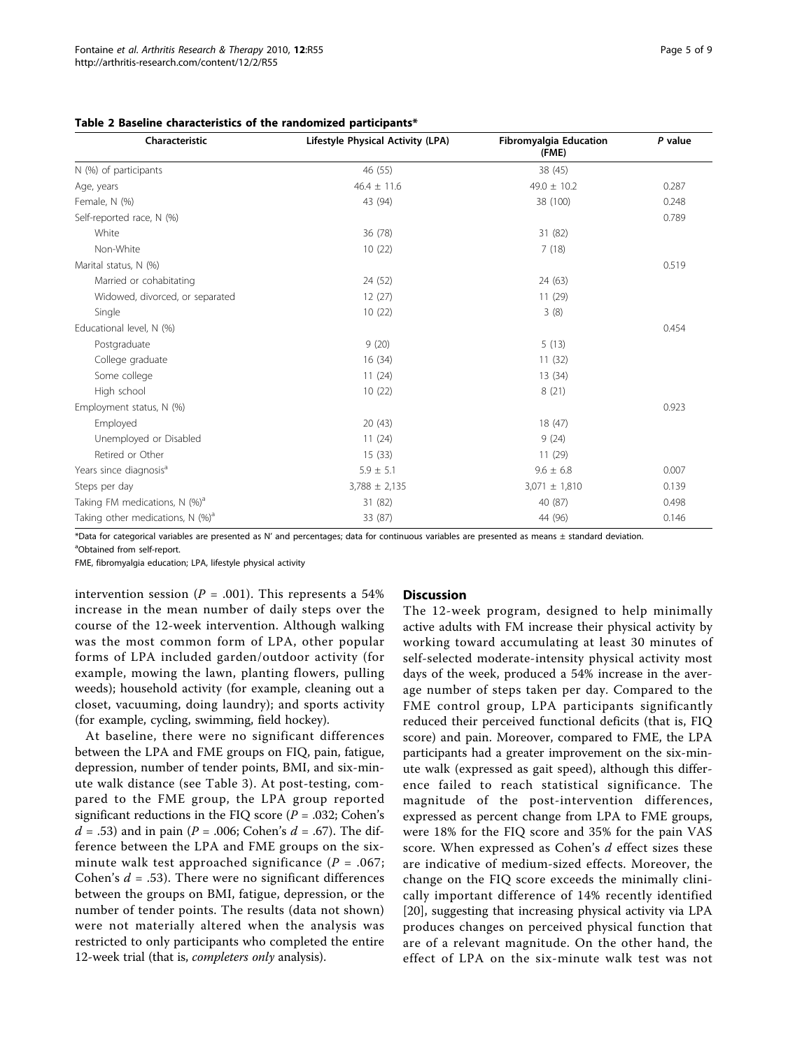**Table 2 Baseline characteristics of the randomized participants***

| Characteristic | Lifestyle Physical Activity (LPA) | Fibromyalgia Education (FME) | *P* value |
|---|---|---|---|
| N (%) of participants | 46 (55) | 38 (45) | |
| Age, years | 46.4 ± 11.6 | 49.0 ± 10.2 | 0.287 |
| Female, N (%) | 43 (94) | 38 (100) | 0.248 |
| Self-reported race, N (%) | | | 0.789 |
| White | 36 (78) | 31 (82) | |
| Non-White | 10 (22) | 7 (18) | |
| Marital status, N (%) | | | 0.519 |
| Married or cohabitating | 24 (52) | 24 (63) | |
| Widowed, divorced, or separated | 12 (27) | 11 (29) | |
| Single | 10 (22) | 3 (8) | |
| Educational level, N (%) | | | 0.454 |
| Postgraduate | 9 (20) | 5 (13) | |
| College graduate | 16 (34) | 11 (32) | |
| Some college | 11 (24) | 13 (34) | |
| High school | 10 (22) | 8 (21) | |
| Employment status, N (%) | | | 0.923 |
| Employed | 20 (43) | 18 (47) | |
| Unemployed or Disabled | 11 (24) | 9 (24) | |
| Retired or Other | 15 (33) | 11 (29) | |
| Years since diagnosis[a] | 5.9 ± 5.1 | 9.6 ± 6.8 | 0.007 |
| Steps per day | 3,788 ± 2,135 | 3,071 ± 1,810 | 0.139 |
| Taking FM medications, N (%)[a] | 31 (82) | 40 (87) | 0.498 |
| Taking other medications, N (%)[a] | 33 (87) | 44 (96) | 0.146 |

*Data for categorical variables are presented as N' and percentages; data for continuous variables are presented as means ± standard deviation.

[a]Obtained from self-report.

FME, fibromyalgia education; LPA, lifestyle physical activity

intervention session ($P$ = .001). This represents a 54% increase in the mean number of daily steps over the course of the 12-week intervention. Although walking was the most common form of LPA, other popular forms of LPA included garden/outdoor activity (for example, mowing the lawn, planting flowers, pulling weeds); household activity (for example, cleaning out a closet, vacuuming, doing laundry); and sports activity (for example, cycling, swimming, field hockey).

At baseline, there were no significant differences between the LPA and FME groups on FIQ, pain, fatigue, depression, number of tender points, BMI, and six-minute walk distance (see Table 3). At post-testing, compared to the FME group, the LPA group reported significant reductions in the FIQ score ($P$ = .032; Cohen's $d$ = .53) and in pain ($P$ = .006; Cohen's $d$ = .67). The difference between the LPA and FME groups on the six-minute walk test approached significance ($P$ = .067; Cohen's $d$ = .53). There were no significant differences between the groups on BMI, fatigue, depression, or the number of tender points. The results (data not shown) were not materially altered when the analysis was restricted to only participants who completed the entire 12-week trial (that is, *completers only* analysis).

## Discussion

The 12-week program, designed to help minimally active adults with FM increase their physical activity by working toward accumulating at least 30 minutes of self-selected moderate-intensity physical activity most days of the week, produced a 54% increase in the average number of steps taken per day. Compared to the FME control group, LPA participants significantly reduced their perceived functional deficits (that is, FIQ score) and pain. Moreover, compared to FME, the LPA participants had a greater improvement on the six-minute walk (expressed as gait speed), although this difference failed to reach statistical significance. The magnitude of the post-intervention differences, expressed as percent change from LPA to FME groups, were 18% for the FIQ score and 35% for the pain VAS score. When expressed as Cohen's $d$ effect sizes these are indicative of medium-sized effects. Moreover, the change on the FIQ score exceeds the minimally clinically important difference of 14% recently identified [20], suggesting that increasing physical activity via LPA produces changes on perceived physical function that are of a relevant magnitude. On the other hand, the effect of LPA on the six-minute walk test was not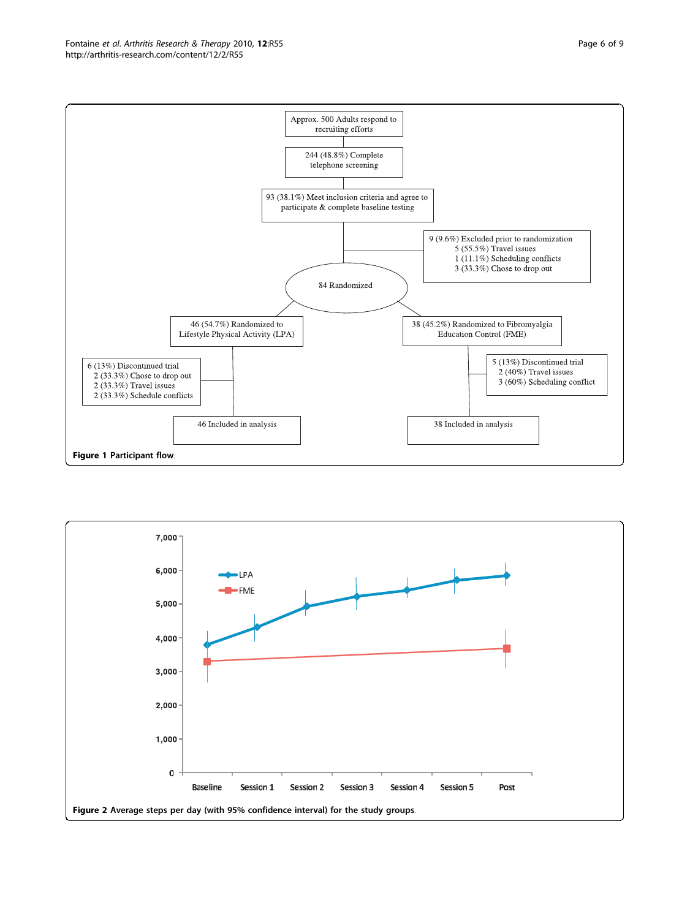Approx. 500 Adults respond to recruiting efforts

244 (48.8%) Complete telephone screening

93 (38.1%) Meet inclusion criteria and agree to participate & complete baseline testing

9 (9.6%) Excluded prior to randomization
- 5 (55.5%) Travel issues
- 1 (11.1%) Scheduling conflicts
- 3 (33.3%) Chose to drop out

84 Randomized

46 (54.7%) Randomized to Lifestyle Physical Activity (LPA)

38 (45.2%) Randomized to Fibromyalgia Education Control (FME)

6 (13%) Discontinued trial
- 2 (33.3%) Chose to drop out
- 2 (33.3%) Travel issues
- 2 (33.3%) Schedule conflicts

5 (13%) Discontinued trial
- 2 (40%) Travel issues
- 3 (60%) Scheduling conflict

46 Included in analysis

38 Included in analysis

**Figure 1** Participant flow.

**Figure 2** Average steps per day (with 95% confidence interval) for the study groups.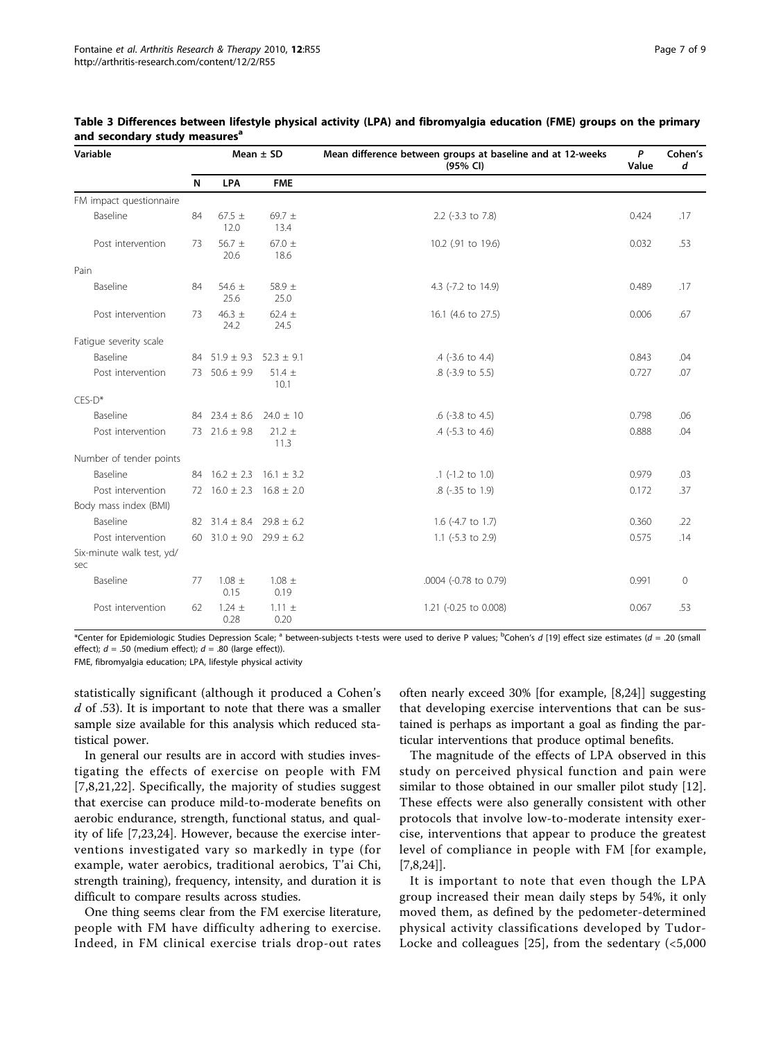**Table 3 Differences between lifestyle physical activity (LPA) and fibromyalgia education (FME) groups on the primary and secondary study measures[a]**

| Variable | Mean ± SD | | | Mean difference between groups at baseline and at 12-weeks (95% CI) | P Value | Cohen's d |
|---|---|---|---|---|---|---|
| | N | LPA | FME | | | |
| FM impact questionnaire | | | | | | |
| Baseline | 84 | 67.5 ± 12.0 | 69.7 ± 13.4 | 2.2 (-3.3 to 7.8) | 0.424 | .17 |
| Post intervention | 73 | 56.7 ± 20.6 | 67.0 ± 18.6 | 10.2 (.91 to 19.6) | 0.032 | .53 |
| Pain | | | | | | |
| Baseline | 84 | 54.6 ± 25.6 | 58.9 ± 25.0 | 4.3 (-7.2 to 14.9) | 0.489 | .17 |
| Post intervention | 73 | 46.3 ± 24.2 | 62.4 ± 24.5 | 16.1 (4.6 to 27.5) | 0.006 | .67 |
| Fatigue severity scale | | | | | | |
| Baseline | 84 | 51.9 ± 9.3 | 52.3 ± 9.1 | .4 (-3.6 to 4.4) | 0.843 | .04 |
| Post intervention | 73 | 50.6 ± 9.9 | 51.4 ± 10.1 | .8 (-3.9 to 5.5) | 0.727 | .07 |
| CES-D* | | | | | | |
| Baseline | 84 | 23.4 ± 8.6 | 24.0 ± 10 | .6 (-3.8 to 4.5) | 0.798 | .06 |
| Post intervention | 73 | 21.6 ± 9.8 | 21.2 ± 11.3 | .4 (-5.3 to 4.6) | 0.888 | .04 |
| Number of tender points | | | | | | |
| Baseline | 84 | 16.2 ± 2.3 | 16.1 ± 3.2 | .1 (-1.2 to 1.0) | 0.979 | .03 |
| Post intervention | 72 | 16.0 ± 2.3 | 16.8 ± 2.0 | .8 (-.35 to 1.9) | 0.172 | .37 |
| Body mass index (BMI) | | | | | | |
| Baseline | 82 | 31.4 ± 8.4 | 29.8 ± 6.2 | 1.6 (-4.7 to 1.7) | 0.360 | .22 |
| Post intervention | 60 | 31.0 ± 9.0 | 29.9 ± 6.2 | 1.1 (-5.3 to 2.9) | 0.575 | .14 |
| Six-minute walk test, yd/sec | | | | | | |
| Baseline | 77 | 1.08 ± 0.15 | 1.08 ± 0.19 | .0004 (-0.78 to 0.79) | 0.991 | 0 |
| Post intervention | 62 | 1.24 ± 0.28 | 1.11 ± 0.20 | 1.21 (-0.25 to 0.008) | 0.067 | .53 |

*Center for Epidemiologic Studies Depression Scale; [a] between-subjects t-tests were used to derive P values; [b]Cohen's *d* [19] effect size estimates (*d* = .20 (small effect); *d* = .50 (medium effect); *d* = .80 (large effect)).

FME, fibromyalgia education; LPA, lifestyle physical activity

statistically significant (although it produced a Cohen's *d* of .53). It is important to note that there was a smaller sample size available for this analysis which reduced statistical power.

In general our results are in accord with studies investigating the effects of exercise on people with FM [7,8,21,22]. Specifically, the majority of studies suggest that exercise can produce mild-to-moderate benefits on aerobic endurance, strength, functional status, and quality of life [7,23,24]. However, because the exercise interventions investigated vary so markedly in type (for example, water aerobics, traditional aerobics, T'ai Chi, strength training), frequency, intensity, and duration it is difficult to compare results across studies.

One thing seems clear from the FM exercise literature, people with FM have difficulty adhering to exercise. Indeed, in FM clinical exercise trials drop-out rates often nearly exceed 30% [for example, [8,24]] suggesting that developing exercise interventions that can be sustained is perhaps as important a goal as finding the particular interventions that produce optimal benefits.

The magnitude of the effects of LPA observed in this study on perceived physical function and pain were similar to those obtained in our smaller pilot study [12]. These effects were also generally consistent with other protocols that involve low-to-moderate intensity exercise, interventions that appear to produce the greatest level of compliance in people with FM [for example, [7,8,24]].

It is important to note that even though the LPA group increased their mean daily steps by 54%, it only moved them, as defined by the pedometer-determined physical activity classifications developed by Tudor-Locke and colleagues [25], from the sedentary (<5,000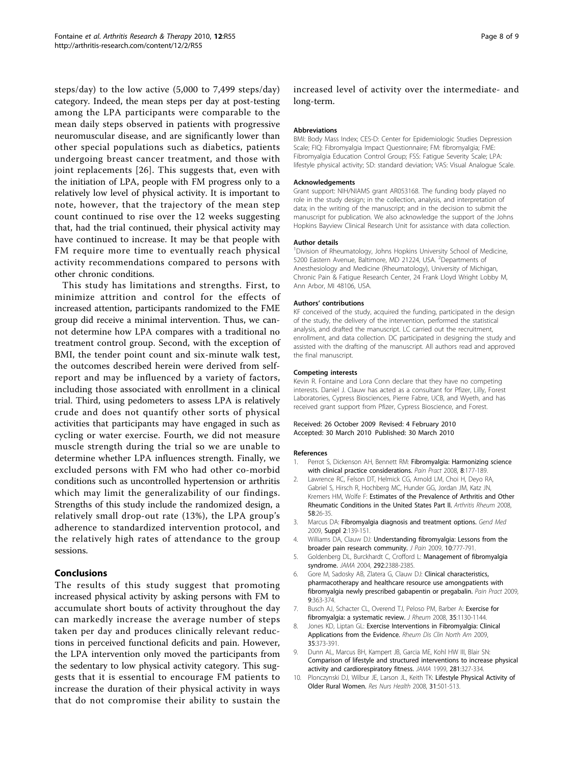steps/day) to the low active (5,000 to 7,499 steps/day) category. Indeed, the mean steps per day at post-testing among the LPA participants were comparable to the mean daily steps observed in patients with progressive neuromuscular disease, and are significantly lower than other special populations such as diabetics, patients undergoing breast cancer treatment, and those with joint replacements [26]. This suggests that, even with the initiation of LPA, people with FM progress only to a relatively low level of physical activity. It is important to note, however, that the trajectory of the mean step count continued to rise over the 12 weeks suggesting that, had the trial continued, their physical activity may have continued to increase. It may be that people with FM require more time to eventually reach physical activity recommendations compared to persons with other chronic conditions.

This study has limitations and strengths. First, to minimize attrition and control for the effects of increased attention, participants randomized to the FME group did receive a minimal intervention. Thus, we cannot determine how LPA compares with a traditional no treatment control group. Second, with the exception of BMI, the tender point count and six-minute walk test, the outcomes described herein were derived from self-report and may be influenced by a variety of factors, including those associated with enrollment in a clinical trial. Third, using pedometers to assess LPA is relatively crude and does not quantify other sorts of physical activities that participants may have engaged in such as cycling or water exercise. Fourth, we did not measure muscle strength during the trial so we are unable to determine whether LPA influences strength. Finally, we excluded persons with FM who had other co-morbid conditions such as uncontrolled hypertension or arthritis which may limit the generalizability of our findings. Strengths of this study include the randomized design, a relatively small drop-out rate (13%), the LPA group's adherence to standardized intervention protocol, and the relatively high rates of attendance to the group sessions.

## Conclusions

The results of this study suggest that promoting increased physical activity by asking persons with FM to accumulate short bouts of activity throughout the day can markedly increase the average number of steps taken per day and produces clinically relevant reductions in perceived functional deficits and pain. However, the LPA intervention only moved the participants from the sedentary to low physical activity category. This suggests that it is essential to encourage FM patients to increase the duration of their physical activity in ways that do not compromise their ability to sustain the increased level of activity over the intermediate- and long-term.

#### Abbreviations

BMI: Body Mass Index; CES-D: Center for Epidemiologic Studies Depression Scale; FIQ: Fibromyalgia Impact Questionnaire; FM: fibromyalgia; FME: Fibromyalgia Education Control Group; FSS: Fatigue Severity Scale; LPA: lifestyle physical activity; SD: standard deviation; VAS: Visual Analogue Scale.

#### Acknowledgements

Grant support: NIH/NIAMS grant AR053168. The funding body played no role in the study design; in the collection, analysis, and interpretation of data; in the writing of the manuscript; and in the decision to submit the manuscript for publication. We also acknowledge the support of the Johns Hopkins Bayview Clinical Research Unit for assistance with data collection.

#### Author details

[1]Division of Rheumatology, Johns Hopkins University School of Medicine, 5200 Eastern Avenue, Baltimore, MD 21224, USA. [2]Departments of Anesthesiology and Medicine (Rheumatology), University of Michigan, Chronic Pain & Fatigue Research Center, 24 Frank Lloyd Wright Lobby M, Ann Arbor, MI 48106, USA.

#### Authors' contributions

KF conceived of the study, acquired the funding, participated in the design of the study, the delivery of the intervention, performed the statistical analysis, and drafted the manuscript. LC carried out the recruitment, enrollment, and data collection. DC participated in designing the study and assisted with the drafting of the manuscript. All authors read and approved the final manuscript.

#### Competing interests

Kevin R. Fontaine and Lora Conn declare that they have no competing interests. Daniel J. Clauw has acted as a consultant for Pfizer, Lilly, Forest Laboratories, Cypress Biosciences, Pierre Fabre, UCB, and Wyeth, and has received grant support from Pfizer, Cypress Bioscience, and Forest.

Received: 26 October 2009 Revised: 4 February 2010
Accepted: 30 March 2010 Published: 30 March 2010

#### References

1. Perrot S, Dickenson AH, Bennett RM: **Fibromyalgia: Harmonizing science with clinical practice considerations.** *Pain Pract* 2008, **8**:177-189.
2. Lawrence RC, Felson DT, Helmick CG, Arnold LM, Choi H, Deyo RA, Gabriel S, Hirsch R, Hochberg MC, Hunder GG, Jordan JM, Katz JN, Kremers HM, Wolfe F: **Estimates of the Prevalence of Arthritis and Other Rheumatic Conditions in the United States Part II.** *Arthritis Rheum* 2008, **58**:26-35.
3. Marcus DA: **Fibromyalgia diagnosis and treatment options.** *Gend Med* 2009, **Suppl 2**:139-151.
4. Williams DA, Clauw DJ: **Understanding fibromyalgia: Lessons from the broader pain research community.** *J Pain* 2009, **10**:777-791.
5. Goldenberg DL, Burckhardt C, Crofford L: **Management of fibromyalgia syndrome.** *JAMA* 2004, **292**:2388-2385.
6. Gore M, Sadosky AB, Zlatera G, Clauw DJ: **Clinical characteristics, pharmacotherapy and healthcare resource use amongpatients with fibromyalgia newly prescribed gabapentin or pregabalin.** *Pain Pract* 2009, **9**:363-374.
7. Busch AJ, Schacter CL, Overend TJ, Peloso PM, Barber A: **Exercise for fibromyalgia: a systematic review.** *J Rheum* 2008, **35**:1130-1144.
8. Jones KD, Liptan GL: **Exercise Interventions in Fibromyalgia: Clinical Applications from the Evidence.** *Rheum Dis Clin North Am* 2009, **35**:373-391.
9. Dunn AL, Marcus BH, Kampert JB, Garcia ME, Kohl HW III, Blair SN: **Comparison of lifestyle and structured interventions to increase physical activity and cardiorespiratory fitness.** *JAMA* 1999, **281**:327-334.
10. Plonczynski DJ, Wilbur JE, Larson JL, Keith TK: **Lifestyle Physical Activity of Older Rural Women.** *Res Nurs Health* 2008, **31**:501-513.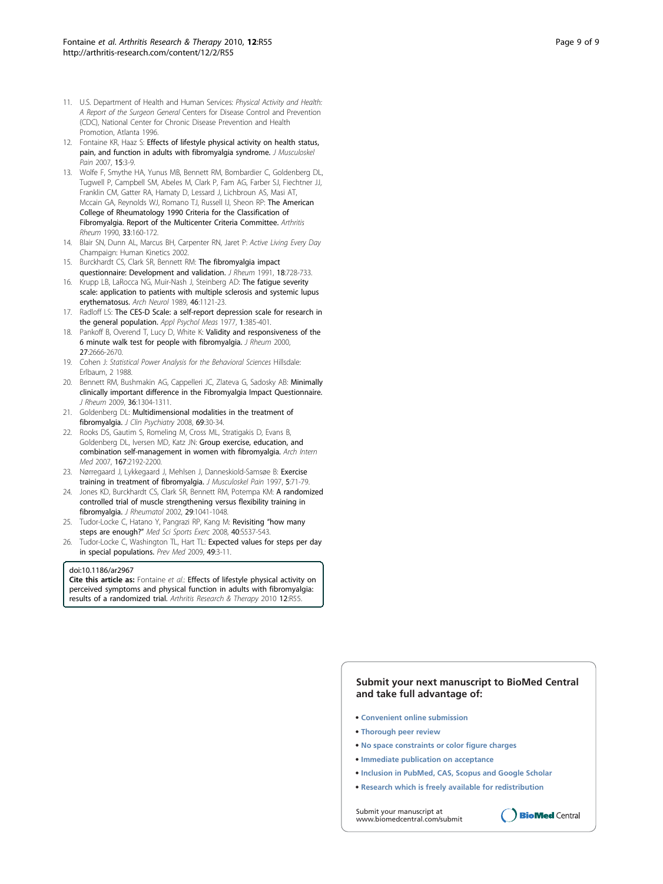11. U.S. Department of Health and Human Services: *Physical Activity and Health: A Report of the Surgeon General* Centers for Disease Control and Prevention (CDC), National Center for Chronic Disease Prevention and Health Promotion, Atlanta 1996.
12. Fontaine KR, Haaz S: **Effects of lifestyle physical activity on health status, pain, and function in adults with fibromyalgia syndrome.** *J Musculoskel Pain* 2007, **15**:3-9.
13. Wolfe F, Smythe HA, Yunus MB, Bennett RM, Bombardier C, Goldenberg DL, Tugwell P, Campbell SM, Abeles M, Clark P, Fam AG, Farber SJ, Fiechtner JJ, Franklin CM, Gatter RA, Hamaty D, Lessard J, Lichbroun AS, Masi AT, Mccain GA, Reynolds WJ, Romano TJ, Russell IJ, Sheon RP: **The American College of Rheumatology 1990 Criteria for the Classification of Fibromyalgia. Report of the Multicenter Criteria Committee.** *Arthritis Rheum* 1990, **33**:160-172.
14. Blair SN, Dunn AL, Marcus BH, Carpenter RN, Jaret P: *Active Living Every Day* Champaign: Human Kinetics 2002.
15. Burckhardt CS, Clark SR, Bennett RM: **The fibromyalgia impact questionnaire: Development and validation.** *J Rheum* 1991, **18**:728-733.
16. Krupp LB, LaRocca NG, Muir-Nash J, Steinberg AD: **The fatigue severity scale: application to patients with multiple sclerosis and systemic lupus erythematosus.** *Arch Neurol* 1989, **46**:1121-23.
17. Radloff LS: **The CES-D Scale: a self-report depression scale for research in the general population.** *Appl Psychol Meas* 1977, **1**:385-401.
18. Pankoff B, Overend T, Lucy D, White K: **Validity and responsiveness of the 6 minute walk test for people with fibromyalgia.** *J Rheum* 2000, **27**:2666-2670.
19. Cohen J: *Statistical Power Analysis for the Behavioral Sciences* Hillsdale: Erlbaum, 2 1988.
20. Bennett RM, Bushmakin AG, Cappelleri JC, Zlateva G, Sadosky AB: **Minimally clinically important difference in the Fibromyalgia Impact Questionnaire.** *J Rheum* 2009, **36**:1304-1311.
21. Goldenberg DL: **Multidimensional modalities in the treatment of fibromyalgia.** *J Clin Psychiatry* 2008, **69**:30-34.
22. Rooks DS, Gautim S, Romeling M, Cross ML, Stratigakis D, Evans B, Goldenberg DL, Iversen MD, Katz JN: **Group exercise, education, and combination self-management in women with fibromyalgia.** *Arch Intern Med* 2007, **167**:2192-2200.
23. Nørregaard J, Lykkegaard J, Mehlsen J, Danneskiold-Samsøe B: **Exercise training in treatment of fibromyalgia.** *J Musculoskel Pain* 1997, **5**:71-79.
24. Jones KD, Burckhardt CS, Clark SR, Bennett RM, Potempa KM: **A randomized controlled trial of muscle strengthening versus flexibility training in fibromyalgia.** *J Rheumatol* 2002, **29**:1041-1048.
25. Tudor-Locke C, Hatano Y, Pangrazi RP, Kang M: **Revisiting "how many steps are enough?"** *Med Sci Sports Exerc* 2008, **40**:S537-543.
26. Tudor-Locke C, Washington TL, Hart TL: **Expected values for steps per day in special populations.** *Prev Med* 2009, **49**:3-11.

doi:10.1186/ar2967

**Cite this article as:** Fontaine *et al.*: Effects of lifestyle physical activity on perceived symptoms and physical function in adults with fibromyalgia: results of a randomized trial. *Arthritis Research & Therapy* 2010 **12**:R55.

**Submit your next manuscript to BioMed Central and take full advantage of:**

- Convenient online submission
- Thorough peer review
- No space constraints or color figure charges
- Immediate publication on acceptance
- Inclusion in PubMed, CAS, Scopus and Google Scholar
- Research which is freely available for redistribution

Submit your manuscript at www.biomedcentral.com/submit

BioMed Central